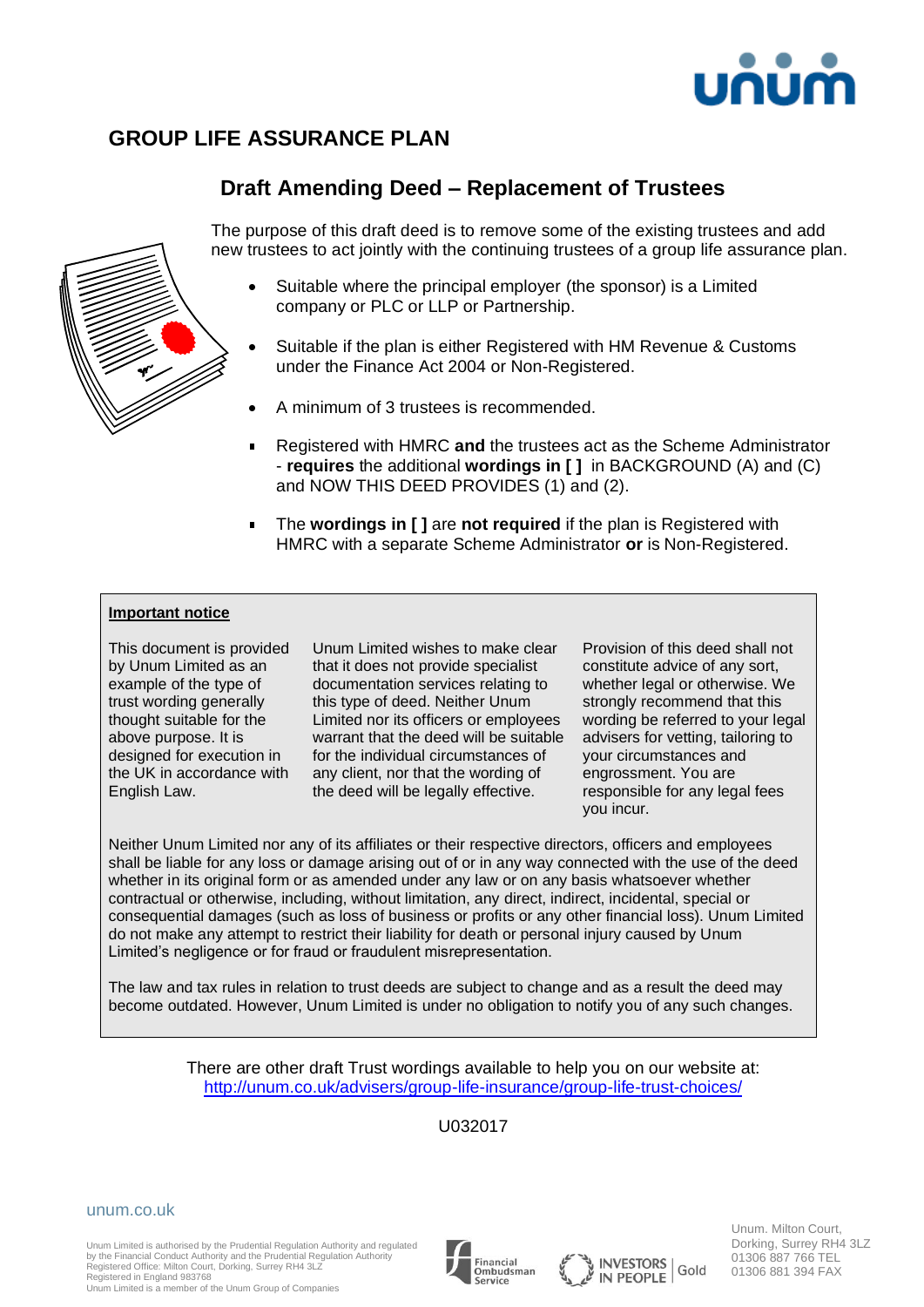# GROUP LIFE ASSURANCE PLAN

## Draft Amending Deed – Replacement of Trustees

The purpose of this draft deed is to remove some of the existing trustees and add new trustees to act jointly with the continuing trustees of a group life assurance plan.

- Suitable where the principal employer (the sponsor) is a Limited company or PLC or LLP or Partnership.
- Suitable if the plan is either Registered with HM Revenue & Customs under the Finance Act 2004 or Non-Registered.
- A minimum of 3 trustees is recommended.
- Registered with HMRC **and** the trustees act as the Scheme Administrator - **requires** the additional **wordings in [ ]** in BACKGROUND (A) and (C) and NOW THIS DEED PROVIDES (1) and (2).
- The **wordings in [ ]** are **not required** if the plan is Registered with HMRC with a separate Scheme Administrator **or** is Non-Registered.

**Important notice**

This document is provided by Unum Limited as an example of the type of trust wording generally thought suitable for the above purpose. It is designed for execution in the UK in accordance with English Law.

Unum Limited wishes to make clear that it does not provide specialist documentation services relating to this type of deed. Neither Unum Limited nor its officers or employees warrant that the deed will be suitable for the individual circumstances of any client, nor that the wording of the deed will be legally effective.

Provision of this deed shall not constitute advice of any sort, whether legal or otherwise. We strongly recommend that this wording be referred to your legal advisers for vetting, tailoring to your circumstances and engrossment. You are responsible for any legal fees you incur.

Neither Unum Limited nor any of its affiliates or their respective directors, officers and employees shall be liable for any loss or damage arising out of or in any way connected with the use of the deed whether in its original form or as amended under any law or on any basis whatsoever whether contractual or otherwise, including, without limitation, any direct, indirect, incidental, special or consequential damages (such as loss of business or profits or any other financial loss). Unum Limited do not make any attempt to restrict their liability for death or personal injury caused by Unum Limited's negligence or for fraud or fraudulent misrepresentation.

The law and tax rules in relation to trust deeds are subject to change and as a result the deed may become outdated. However, Unum Limited is under no obligation to notify you of any such changes.

There are other draft Trust wordings available to help you on our website at:
http://unum.co.uk/advisers/group-life-insurance/group-life-trust-choices/

U032017

unum.co.uk

Unum Limited is authorised by the Prudential Regulation Authority and regulated by the Financial Conduct Authority and the Prudential Regulation Authority
Registered Office: Milton Court, Dorking, Surrey RH4 3LZ
Registered in England 983768
Unum Limited is a member of the Unum Group of Companies

Unum. Milton Court, Dorking, Surrey RH4 3LZ
01306 887 766 TEL
01306 881 394 FAX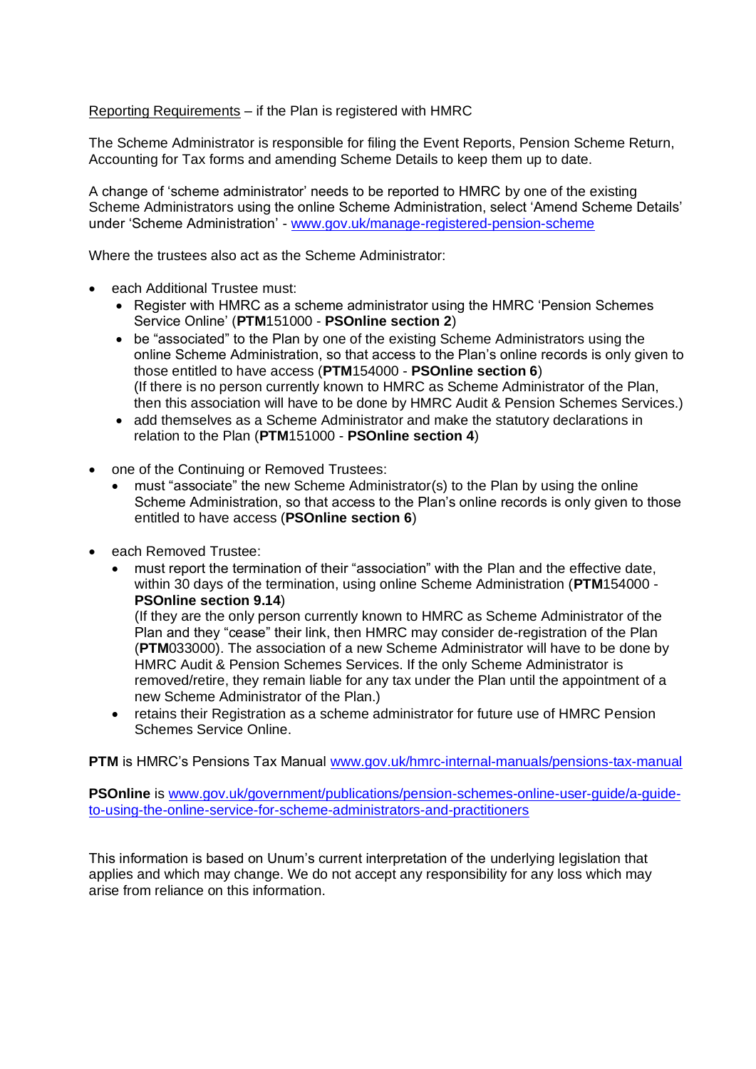<u>Reporting Requirements</u> – if the Plan is registered with HMRC

The Scheme Administrator is responsible for filing the Event Reports, Pension Scheme Return, Accounting for Tax forms and amending Scheme Details to keep them up to date.

A change of 'scheme administrator' needs to be reported to HMRC by one of the existing Scheme Administrators using the online Scheme Administration, select 'Amend Scheme Details' under 'Scheme Administration' - [www.gov.uk/manage-registered-pension-scheme](http://www.gov.uk/manage-registered-pension-scheme)

Where the trustees also act as the Scheme Administrator:

- each Additional Trustee must:
  - Register with HMRC as a scheme administrator using the HMRC 'Pension Schemes Service Online' (**PTM**151000 - **PSOnline section 2**)
  - be "associated" to the Plan by one of the existing Scheme Administrators using the online Scheme Administration, so that access to the Plan's online records is only given to those entitled to have access (**PTM**154000 - **PSOnline section 6**)
    (If there is no person currently known to HMRC as Scheme Administrator of the Plan, then this association will have to be done by HMRC Audit & Pension Schemes Services.)
  - add themselves as a Scheme Administrator and make the statutory declarations in relation to the Plan (**PTM**151000 - **PSOnline section 4**)

- one of the Continuing or Removed Trustees:
  - must "associate" the new Scheme Administrator(s) to the Plan by using the online Scheme Administration, so that access to the Plan's online records is only given to those entitled to have access (**PSOnline section 6**)

- each Removed Trustee:
  - must report the termination of their "association" with the Plan and the effective date, within 30 days of the termination, using online Scheme Administration (**PTM**154000 - **PSOnline section 9.14**)
    (If they are the only person currently known to HMRC as Scheme Administrator of the Plan and they "cease" their link, then HMRC may consider de-registration of the Plan (**PTM**033000). The association of a new Scheme Administrator will have to be done by HMRC Audit & Pension Schemes Services. If the only Scheme Administrator is removed/retire, they remain liable for any tax under the Plan until the appointment of a new Scheme Administrator of the Plan.)
  - retains their Registration as a scheme administrator for future use of HMRC Pension Schemes Service Online.

**PTM** is HMRC's Pensions Tax Manual [www.gov.uk/hmrc-internal-manuals/pensions-tax-manual](http://www.gov.uk/hmrc-internal-manuals/pensions-tax-manual)

**PSOnline** is [www.gov.uk/government/publications/pension-schemes-online-user-guide/a-guide-to-using-the-online-service-for-scheme-administrators-and-practitioners](http://www.gov.uk/government/publications/pension-schemes-online-user-guide/a-guide-to-using-the-online-service-for-scheme-administrators-and-practitioners)

This information is based on Unum's current interpretation of the underlying legislation that applies and which may change. We do not accept any responsibility for any loss which may arise from reliance on this information.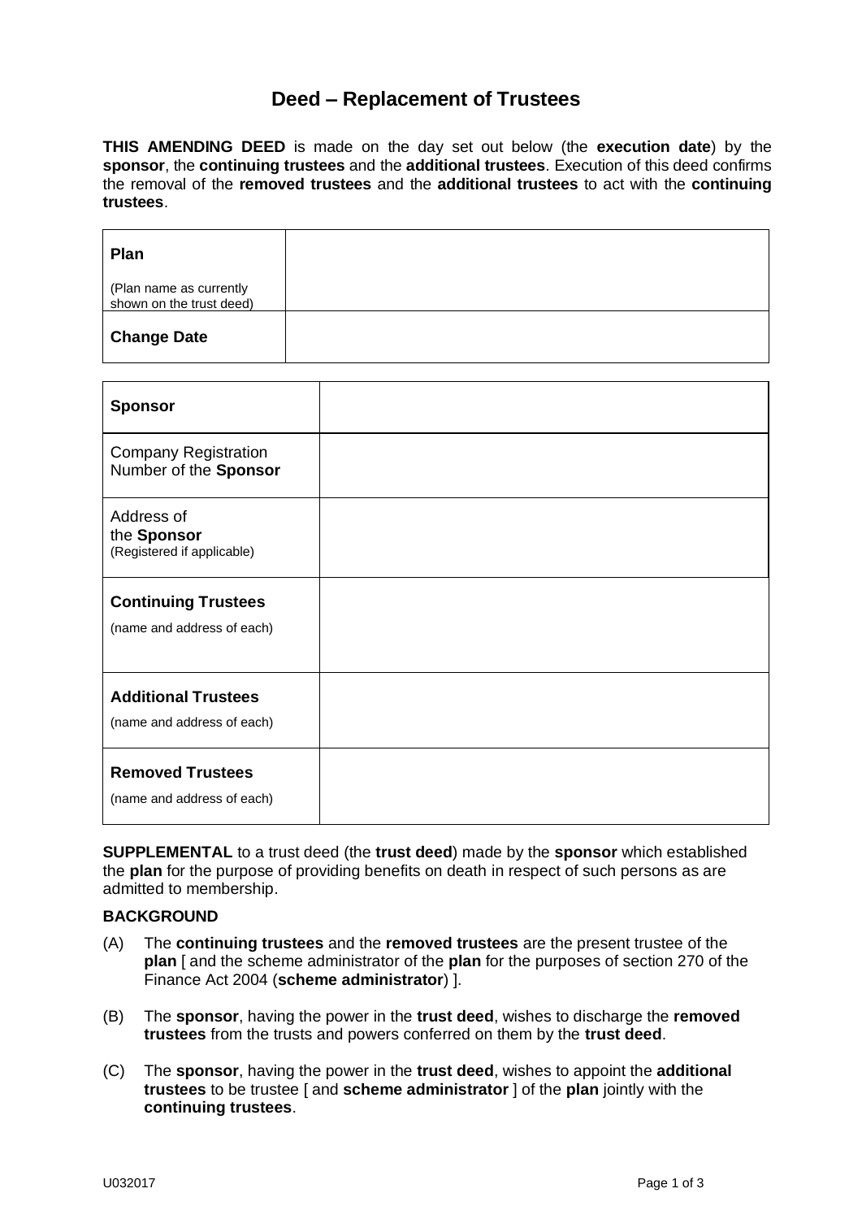# Deed – Replacement of Trustees

**THIS AMENDING DEED** is made on the day set out below (the **execution date**) by the **sponsor**, the **continuing trustees** and the **additional trustees**. Execution of this deed confirms the removal of the **removed trustees** and the **additional trustees** to act with the **continuing trustees**.

| **Plan**<br><br>(Plan name as currently shown on the trust deed) | |
|---|---|
| **Change Date** | |

| **Sponsor** | |
|---|---|
| Company Registration Number of the **Sponsor** | |
| Address of the **Sponsor**<br>(Registered if applicable) | |
| **Continuing Trustees**<br><br>(name and address of each) | |
| **Additional Trustees**<br><br>(name and address of each) | |
| **Removed Trustees**<br><br>(name and address of each) | |

**SUPPLEMENTAL** to a trust deed (the **trust deed**) made by the **sponsor** which established the **plan** for the purpose of providing benefits on death in respect of such persons as are admitted to membership.

**BACKGROUND**

(A) The **continuing trustees** and the **removed trustees** are the present trustee of the **plan** [ and the scheme administrator of the **plan** for the purposes of section 270 of the Finance Act 2004 (**scheme administrator**) ].

(B) The **sponsor**, having the power in the **trust deed**, wishes to discharge the **removed trustees** from the trusts and powers conferred on them by the **trust deed**.

(C) The **sponsor**, having the power in the **trust deed**, wishes to appoint the **additional trustees** to be trustee [ and **scheme administrator** ] of the **plan** jointly with the **continuing trustees**.

U032017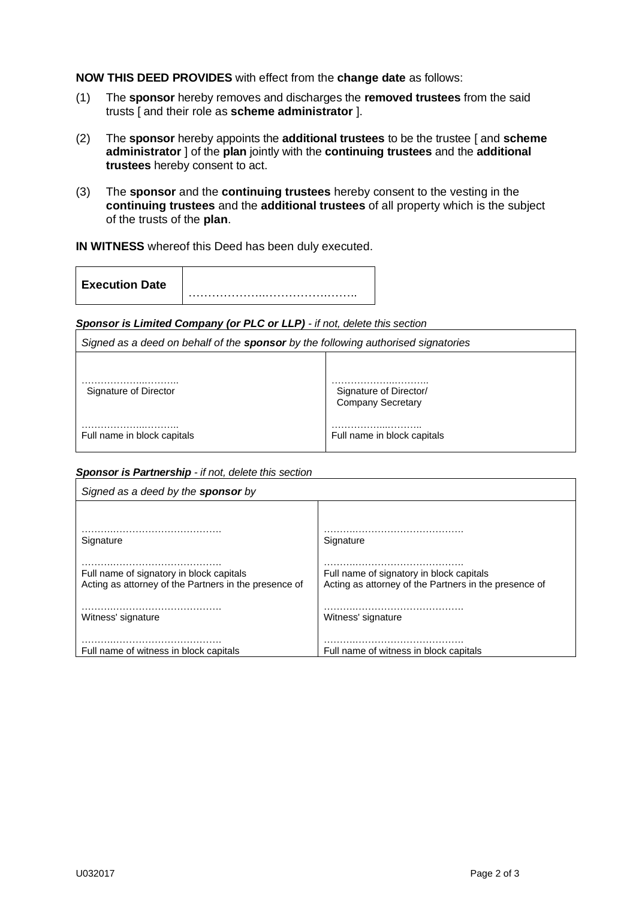**NOW THIS DEED PROVIDES** with effect from the **change date** as follows:

(1) The **sponsor** hereby removes and discharges the **removed trustees** from the said trusts [ and their role as **scheme administrator** ].

(2) The **sponsor** hereby appoints the **additional trustees** to be the trustee [ and **scheme administrator** ] of the **plan** jointly with the **continuing trustees** and the **additional trustees** hereby consent to act.

(3) The **sponsor** and the **continuing trustees** hereby consent to the vesting in the **continuing trustees** and the **additional trustees** of all property which is the subject of the trusts of the **plan**.

**IN WITNESS** whereof this Deed has been duly executed.

| **Execution Date** | ………………..………………….…. |
|---|---|

***Sponsor is Limited Company (or PLC or LLP)*** *- if not, delete this section*

| *Signed as a deed on behalf of the **sponsor** by the following authorised signatories* | |
|---|---|
| ……………...……….. Signature of Director | ……………..……….. Signature of Director/ Company Secretary |
| ……………...……….. Full name in block capitals | ……………...……….. Full name in block capitals |

***Sponsor is Partnership*** *- if not, delete this section*

| *Signed as a deed by the **sponsor** by* | |
|---|---|
| …….….……………………………. Signature | …….….……………………………. Signature |
| …….….……………………………. Full name of signatory in block capitals Acting as attorney of the Partners in the presence of | …….….……………………………. Full name of signatory in block capitals Acting as attorney of the Partners in the presence of |
| …….….……………………………. Witness' signature | …….….……………………………. Witness' signature |
| …….….……………………………. Full name of witness in block capitals | …….….……………………………. Full name of witness in block capitals |

U032017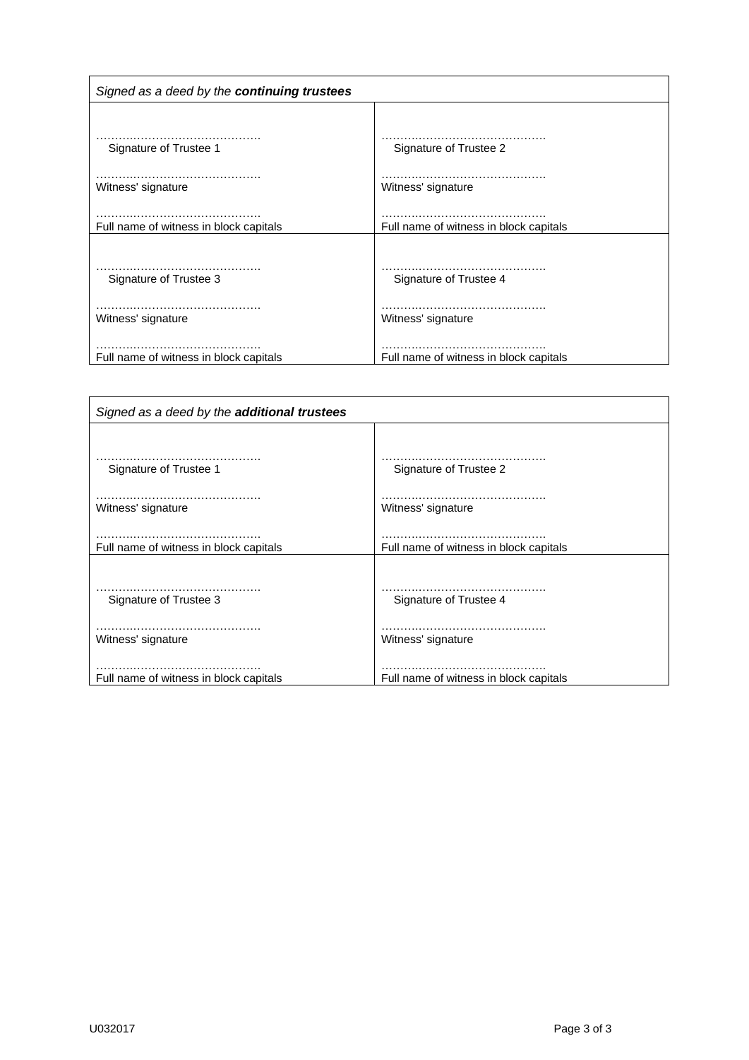| *Signed as a deed by the **continuing trustees*** | |
|---|---|
| …………………………………….<br>Signature of Trustee 1<br><br>…………………………………….<br>Witness' signature<br><br>…………………………………….<br>Full name of witness in block capitals | …………………………………….<br>Signature of Trustee 2<br><br>…………………………………….<br>Witness' signature<br><br>…………………………………….<br>Full name of witness in block capitals |
| …………………………………….<br>Signature of Trustee 3<br><br>…………………………………….<br>Witness' signature<br><br>…………………………………….<br>Full name of witness in block capitals | …………………………………….<br>Signature of Trustee 4<br><br>…………………………………….<br>Witness' signature<br><br>…………………………………….<br>Full name of witness in block capitals |

| *Signed as a deed by the **additional trustees*** | |
|---|---|
| …………………………………….<br>Signature of Trustee 1<br><br>…………………………………….<br>Witness' signature<br><br>…………………………………….<br>Full name of witness in block capitals | …………………………………….<br>Signature of Trustee 2<br><br>…………………………………….<br>Witness' signature<br><br>…………………………………….<br>Full name of witness in block capitals |
| …………………………………….<br>Signature of Trustee 3<br><br>…………………………………….<br>Witness' signature<br><br>…………………………………….<br>Full name of witness in block capitals | …………………………………….<br>Signature of Trustee 4<br><br>…………………………………….<br>Witness' signature<br><br>…………………………………….<br>Full name of witness in block capitals |

U032017